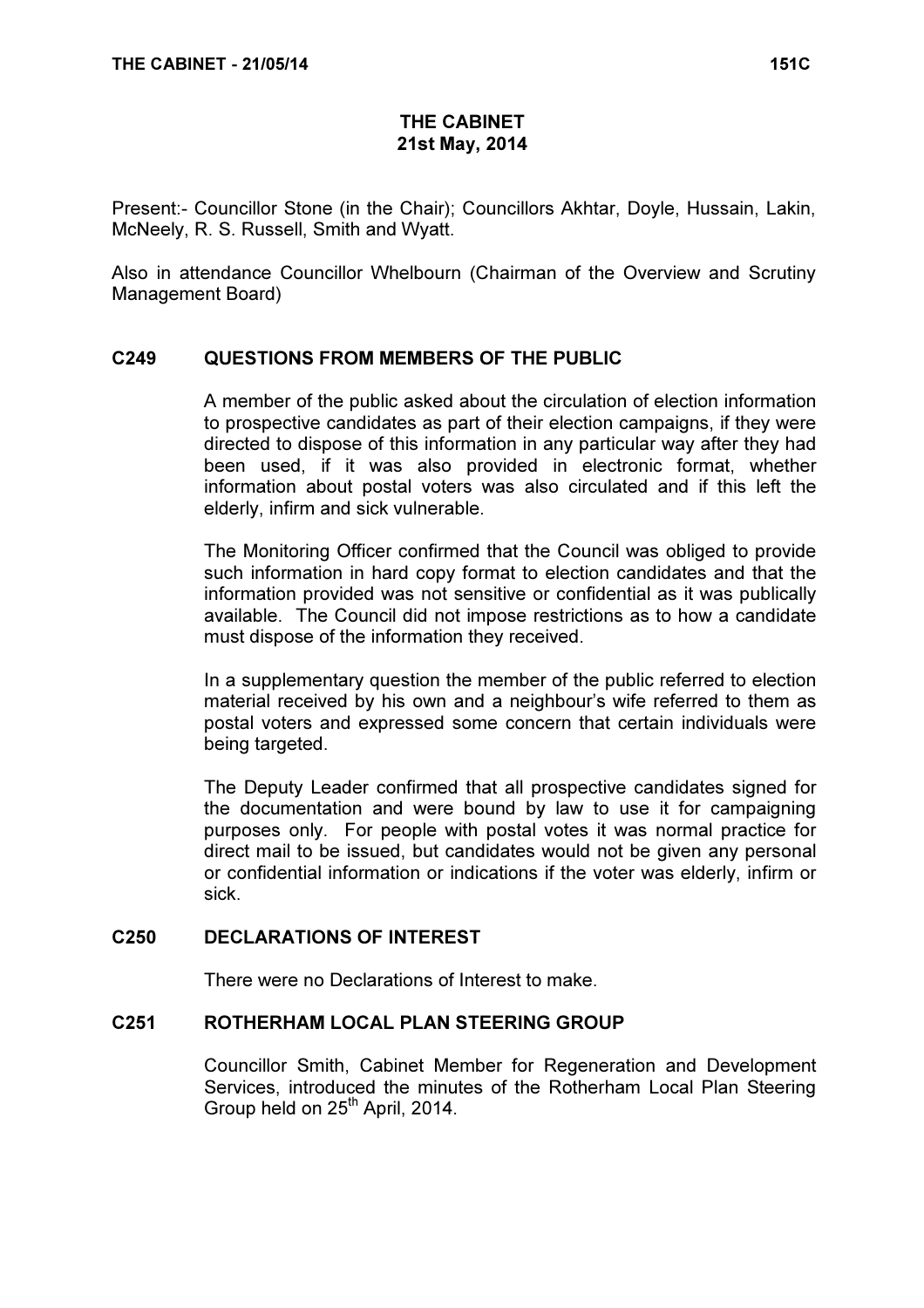# THE CABINET
## 21st May, 2014

Present:- Councillor Stone (in the Chair); Councillors Akhtar, Doyle, Hussain, Lakin, McNeely, R. S. Russell, Smith and Wyatt.

Also in attendance Councillor Whelbourn (Chairman of the Overview and Scrutiny Management Board)

### C249 QUESTIONS FROM MEMBERS OF THE PUBLIC

A member of the public asked about the circulation of election information to prospective candidates as part of their election campaigns, if they were directed to dispose of this information in any particular way after they had been used, if it was also provided in electronic format, whether information about postal voters was also circulated and if this left the elderly, infirm and sick vulnerable.

The Monitoring Officer confirmed that the Council was obliged to provide such information in hard copy format to election candidates and that the information provided was not sensitive or confidential as it was publically available. The Council did not impose restrictions as to how a candidate must dispose of the information they received.

In a supplementary question the member of the public referred to election material received by his own and a neighbour's wife referred to them as postal voters and expressed some concern that certain individuals were being targeted.

The Deputy Leader confirmed that all prospective candidates signed for the documentation and were bound by law to use it for campaigning purposes only. For people with postal votes it was normal practice for direct mail to be issued, but candidates would not be given any personal or confidential information or indications if the voter was elderly, infirm or sick.

### C250 DECLARATIONS OF INTEREST

There were no Declarations of Interest to make.

### C251 ROTHERHAM LOCAL PLAN STEERING GROUP

Councillor Smith, Cabinet Member for Regeneration and Development Services, introduced the minutes of the Rotherham Local Plan Steering Group held on 25th April, 2014.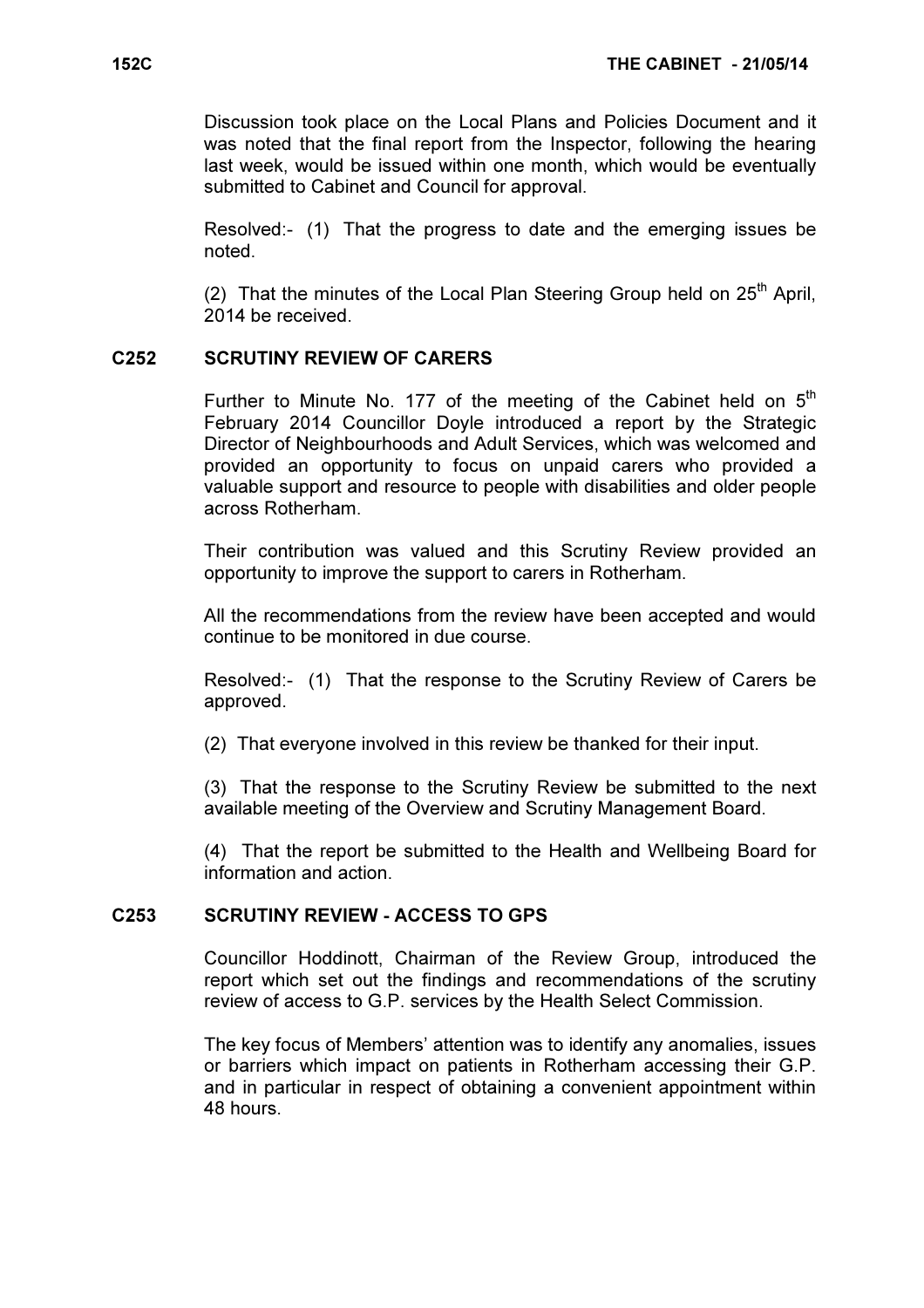Discussion took place on the Local Plans and Policies Document and it was noted that the final report from the Inspector, following the hearing last week, would be issued within one month, which would be eventually submitted to Cabinet and Council for approval.

Resolved:- (1) That the progress to date and the emerging issues be noted.

(2) That the minutes of the Local Plan Steering Group held on 25th April, 2014 be received.

## C252 SCRUTINY REVIEW OF CARERS

Further to Minute No. 177 of the meeting of the Cabinet held on 5th February 2014 Councillor Doyle introduced a report by the Strategic Director of Neighbourhoods and Adult Services, which was welcomed and provided an opportunity to focus on unpaid carers who provided a valuable support and resource to people with disabilities and older people across Rotherham.

Their contribution was valued and this Scrutiny Review provided an opportunity to improve the support to carers in Rotherham.

All the recommendations from the review have been accepted and would continue to be monitored in due course.

Resolved:- (1) That the response to the Scrutiny Review of Carers be approved.

(2) That everyone involved in this review be thanked for their input.

(3) That the response to the Scrutiny Review be submitted to the next available meeting of the Overview and Scrutiny Management Board.

(4) That the report be submitted to the Health and Wellbeing Board for information and action.

## C253 SCRUTINY REVIEW - ACCESS TO GPS

Councillor Hoddinott, Chairman of the Review Group, introduced the report which set out the findings and recommendations of the scrutiny review of access to G.P. services by the Health Select Commission.

The key focus of Members' attention was to identify any anomalies, issues or barriers which impact on patients in Rotherham accessing their G.P. and in particular in respect of obtaining a convenient appointment within 48 hours.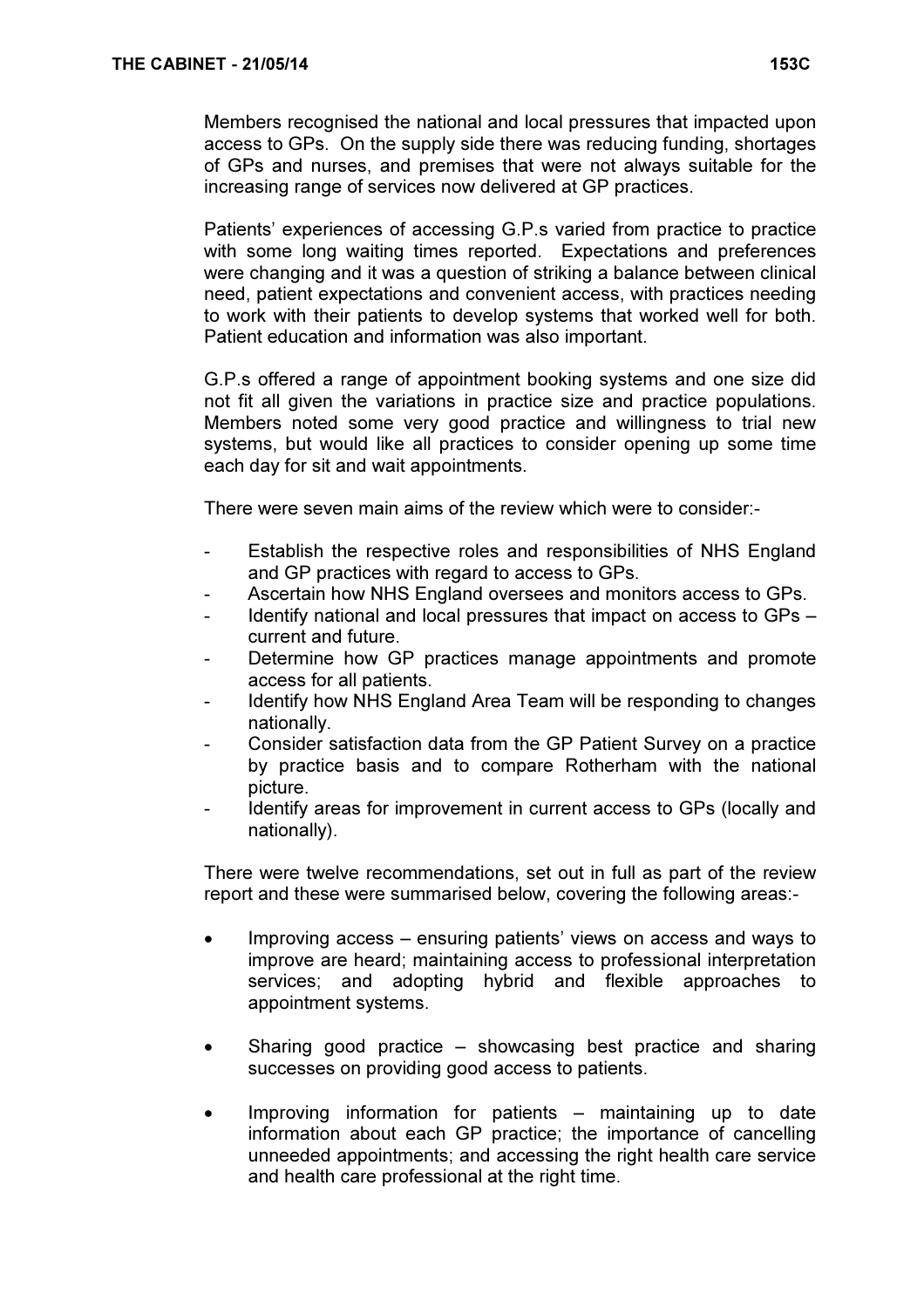Members recognised the national and local pressures that impacted upon access to GPs. On the supply side there was reducing funding, shortages of GPs and nurses, and premises that were not always suitable for the increasing range of services now delivered at GP practices.

Patients' experiences of accessing G.P.s varied from practice to practice with some long waiting times reported. Expectations and preferences were changing and it was a question of striking a balance between clinical need, patient expectations and convenient access, with practices needing to work with their patients to develop systems that worked well for both. Patient education and information was also important.

G.P.s offered a range of appointment booking systems and one size did not fit all given the variations in practice size and practice populations. Members noted some very good practice and willingness to trial new systems, but would like all practices to consider opening up some time each day for sit and wait appointments.

There were seven main aims of the review which were to consider:-

- Establish the respective roles and responsibilities of NHS England and GP practices with regard to access to GPs.
- Ascertain how NHS England oversees and monitors access to GPs.
- Identify national and local pressures that impact on access to GPs – current and future.
- Determine how GP practices manage appointments and promote access for all patients.
- Identify how NHS England Area Team will be responding to changes nationally.
- Consider satisfaction data from the GP Patient Survey on a practice by practice basis and to compare Rotherham with the national picture.
- Identify areas for improvement in current access to GPs (locally and nationally).

There were twelve recommendations, set out in full as part of the review report and these were summarised below, covering the following areas:-

- Improving access – ensuring patients' views on access and ways to improve are heard; maintaining access to professional interpretation services; and adopting hybrid and flexible approaches to appointment systems.

- Sharing good practice – showcasing best practice and sharing successes on providing good access to patients.

- Improving information for patients – maintaining up to date information about each GP practice; the importance of cancelling unneeded appointments; and accessing the right health care service and health care professional at the right time.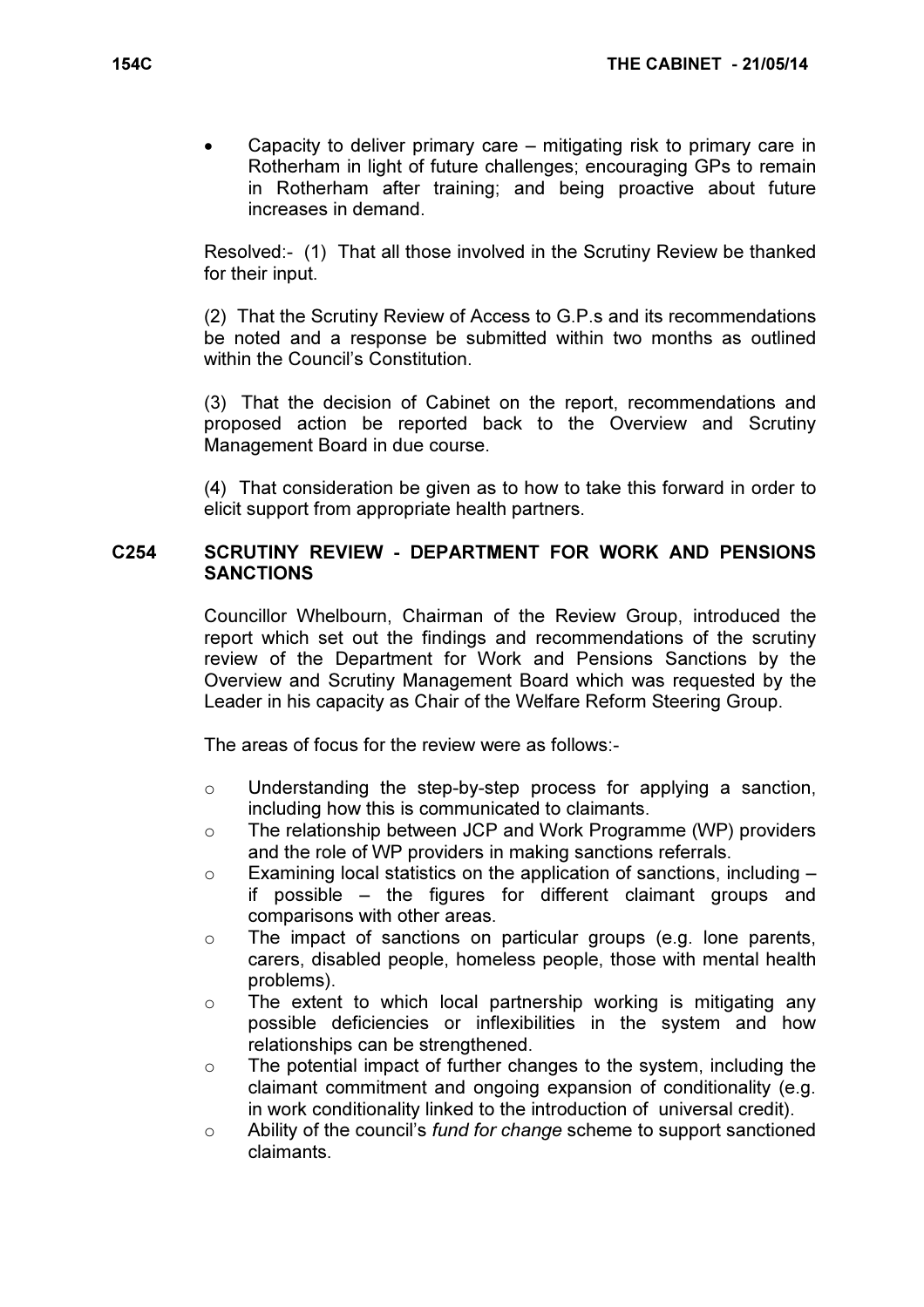- Capacity to deliver primary care – mitigating risk to primary care in Rotherham in light of future challenges; encouraging GPs to remain in Rotherham after training; and being proactive about future increases in demand.

Resolved:- (1) That all those involved in the Scrutiny Review be thanked for their input.

(2) That the Scrutiny Review of Access to G.P.s and its recommendations be noted and a response be submitted within two months as outlined within the Council's Constitution.

(3) That the decision of Cabinet on the report, recommendations and proposed action be reported back to the Overview and Scrutiny Management Board in due course.

(4) That consideration be given as to how to take this forward in order to elicit support from appropriate health partners.

## C254 SCRUTINY REVIEW - DEPARTMENT FOR WORK AND PENSIONS SANCTIONS

Councillor Whelbourn, Chairman of the Review Group, introduced the report which set out the findings and recommendations of the scrutiny review of the Department for Work and Pensions Sanctions by the Overview and Scrutiny Management Board which was requested by the Leader in his capacity as Chair of the Welfare Reform Steering Group.

The areas of focus for the review were as follows:-

- Understanding the step-by-step process for applying a sanction, including how this is communicated to claimants.
- The relationship between JCP and Work Programme (WP) providers and the role of WP providers in making sanctions referrals.
- Examining local statistics on the application of sanctions, including – if possible – the figures for different claimant groups and comparisons with other areas.
- The impact of sanctions on particular groups (e.g. lone parents, carers, disabled people, homeless people, those with mental health problems).
- The extent to which local partnership working is mitigating any possible deficiencies or inflexibilities in the system and how relationships can be strengthened.
- The potential impact of further changes to the system, including the claimant commitment and ongoing expansion of conditionality (e.g. in work conditionality linked to the introduction of universal credit).
- Ability of the council's *fund for change* scheme to support sanctioned claimants.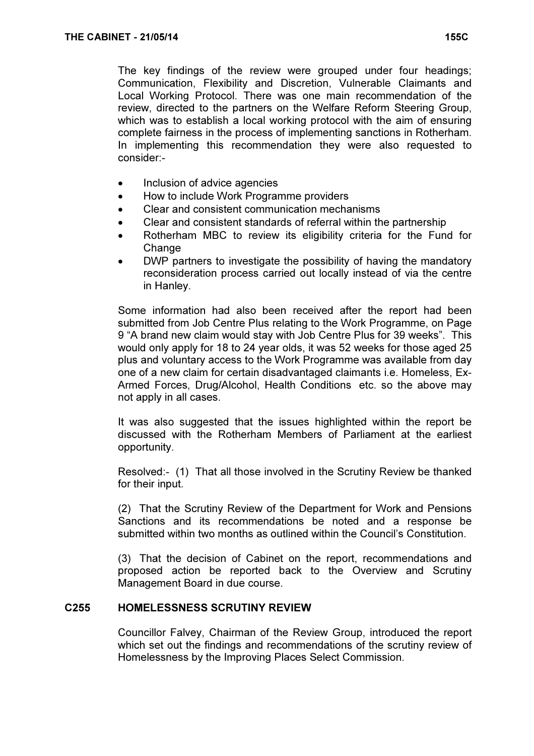The key findings of the review were grouped under four headings; Communication, Flexibility and Discretion, Vulnerable Claimants and Local Working Protocol. There was one main recommendation of the review, directed to the partners on the Welfare Reform Steering Group, which was to establish a local working protocol with the aim of ensuring complete fairness in the process of implementing sanctions in Rotherham. In implementing this recommendation they were also requested to consider:-

- Inclusion of advice agencies
- How to include Work Programme providers
- Clear and consistent communication mechanisms
- Clear and consistent standards of referral within the partnership
- Rotherham MBC to review its eligibility criteria for the Fund for Change
- DWP partners to investigate the possibility of having the mandatory reconsideration process carried out locally instead of via the centre in Hanley.

Some information had also been received after the report had been submitted from Job Centre Plus relating to the Work Programme, on Page 9 "A brand new claim would stay with Job Centre Plus for 39 weeks". This would only apply for 18 to 24 year olds, it was 52 weeks for those aged 25 plus and voluntary access to the Work Programme was available from day one of a new claim for certain disadvantaged claimants i.e. Homeless, Ex-Armed Forces, Drug/Alcohol, Health Conditions etc. so the above may not apply in all cases.

It was also suggested that the issues highlighted within the report be discussed with the Rotherham Members of Parliament at the earliest opportunity.

Resolved:- (1) That all those involved in the Scrutiny Review be thanked for their input.

(2) That the Scrutiny Review of the Department for Work and Pensions Sanctions and its recommendations be noted and a response be submitted within two months as outlined within the Council's Constitution.

(3) That the decision of Cabinet on the report, recommendations and proposed action be reported back to the Overview and Scrutiny Management Board in due course.

## C255 HOMELESSNESS SCRUTINY REVIEW

Councillor Falvey, Chairman of the Review Group, introduced the report which set out the findings and recommendations of the scrutiny review of Homelessness by the Improving Places Select Commission.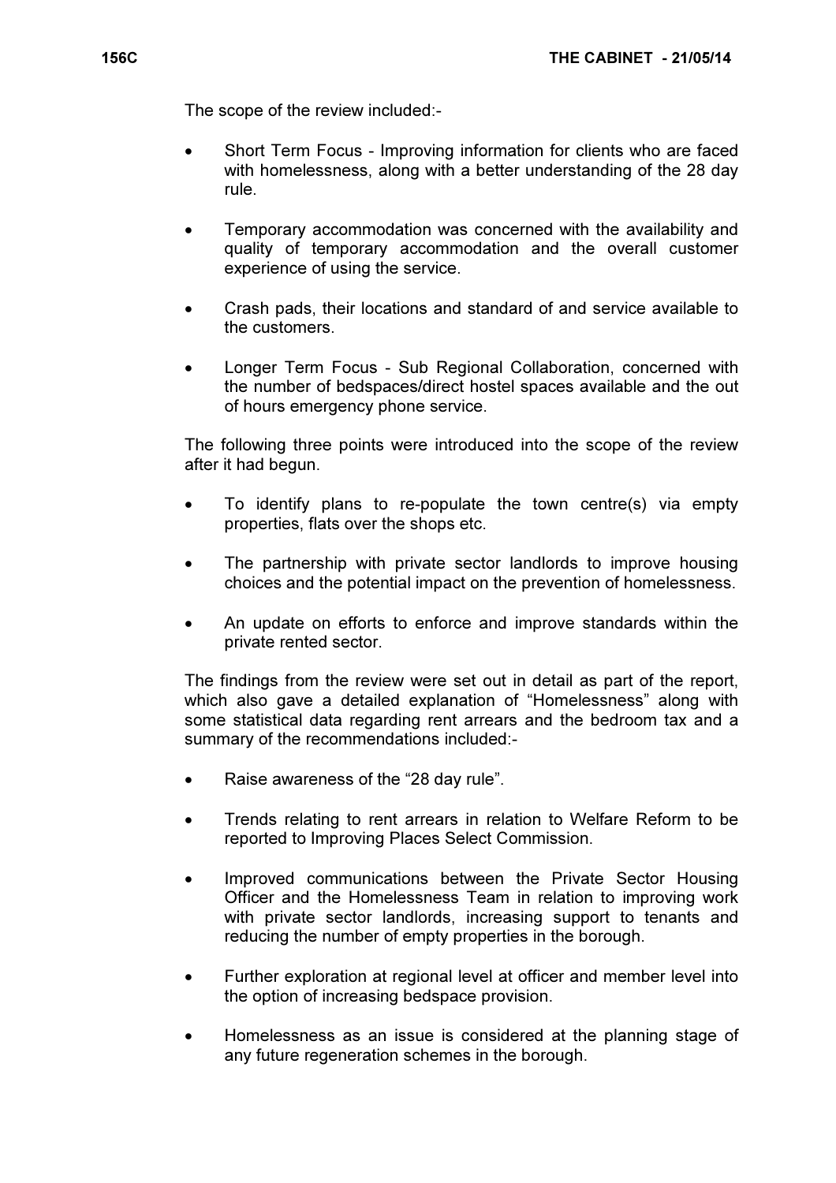The scope of the review included:-

- Short Term Focus - Improving information for clients who are faced with homelessness, along with a better understanding of the 28 day rule.

- Temporary accommodation was concerned with the availability and quality of temporary accommodation and the overall customer experience of using the service.

- Crash pads, their locations and standard of and service available to the customers.

- Longer Term Focus - Sub Regional Collaboration, concerned with the number of bedspaces/direct hostel spaces available and the out of hours emergency phone service.

The following three points were introduced into the scope of the review after it had begun.

- To identify plans to re-populate the town centre(s) via empty properties, flats over the shops etc.

- The partnership with private sector landlords to improve housing choices and the potential impact on the prevention of homelessness.

- An update on efforts to enforce and improve standards within the private rented sector.

The findings from the review were set out in detail as part of the report, which also gave a detailed explanation of "Homelessness" along with some statistical data regarding rent arrears and the bedroom tax and a summary of the recommendations included:-

- Raise awareness of the "28 day rule".

- Trends relating to rent arrears in relation to Welfare Reform to be reported to Improving Places Select Commission.

- Improved communications between the Private Sector Housing Officer and the Homelessness Team in relation to improving work with private sector landlords, increasing support to tenants and reducing the number of empty properties in the borough.

- Further exploration at regional level at officer and member level into the option of increasing bedspace provision.

- Homelessness as an issue is considered at the planning stage of any future regeneration schemes in the borough.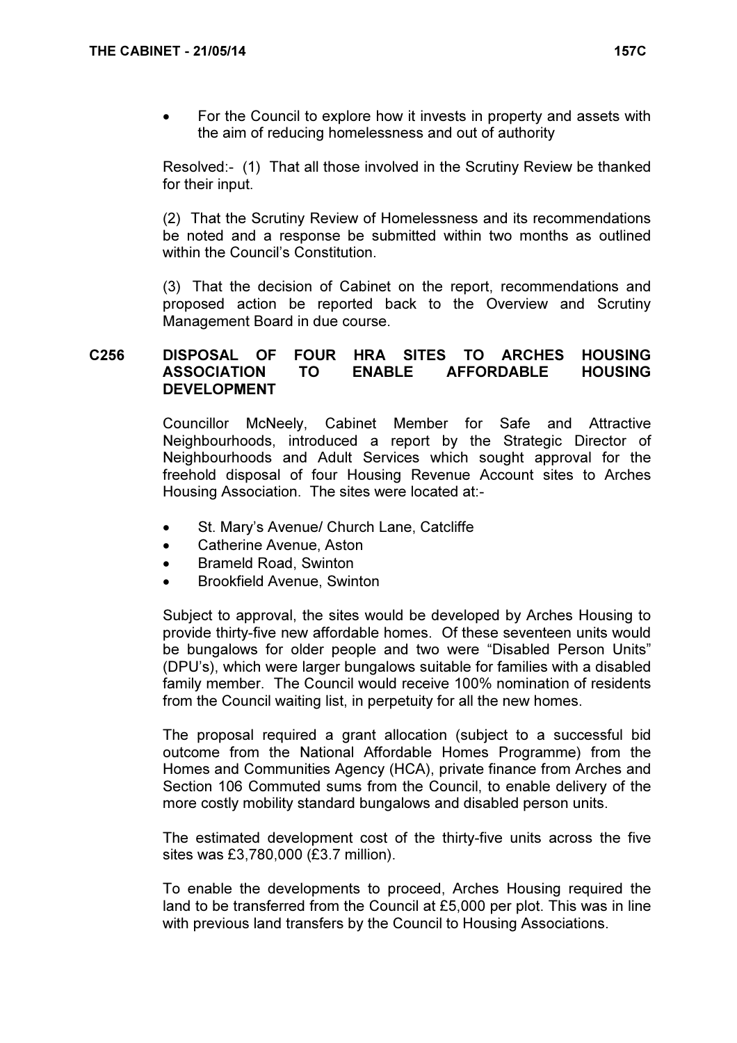- For the Council to explore how it invests in property and assets with the aim of reducing homelessness and out of authority

Resolved:- (1) That all those involved in the Scrutiny Review be thanked for their input.

(2) That the Scrutiny Review of Homelessness and its recommendations be noted and a response be submitted within two months as outlined within the Council's Constitution.

(3) That the decision of Cabinet on the report, recommendations and proposed action be reported back to the Overview and Scrutiny Management Board in due course.

## C256 DISPOSAL OF FOUR HRA SITES TO ARCHES HOUSING ASSOCIATION TO ENABLE AFFORDABLE HOUSING DEVELOPMENT

Councillor McNeely, Cabinet Member for Safe and Attractive Neighbourhoods, introduced a report by the Strategic Director of Neighbourhoods and Adult Services which sought approval for the freehold disposal of four Housing Revenue Account sites to Arches Housing Association. The sites were located at:-

- St. Mary's Avenue/ Church Lane, Catcliffe
- Catherine Avenue, Aston
- Brameld Road, Swinton
- Brookfield Avenue, Swinton

Subject to approval, the sites would be developed by Arches Housing to provide thirty-five new affordable homes. Of these seventeen units would be bungalows for older people and two were "Disabled Person Units" (DPU's), which were larger bungalows suitable for families with a disabled family member. The Council would receive 100% nomination of residents from the Council waiting list, in perpetuity for all the new homes.

The proposal required a grant allocation (subject to a successful bid outcome from the National Affordable Homes Programme) from the Homes and Communities Agency (HCA), private finance from Arches and Section 106 Commuted sums from the Council, to enable delivery of the more costly mobility standard bungalows and disabled person units.

The estimated development cost of the thirty-five units across the five sites was £3,780,000 (£3.7 million).

To enable the developments to proceed, Arches Housing required the land to be transferred from the Council at £5,000 per plot. This was in line with previous land transfers by the Council to Housing Associations.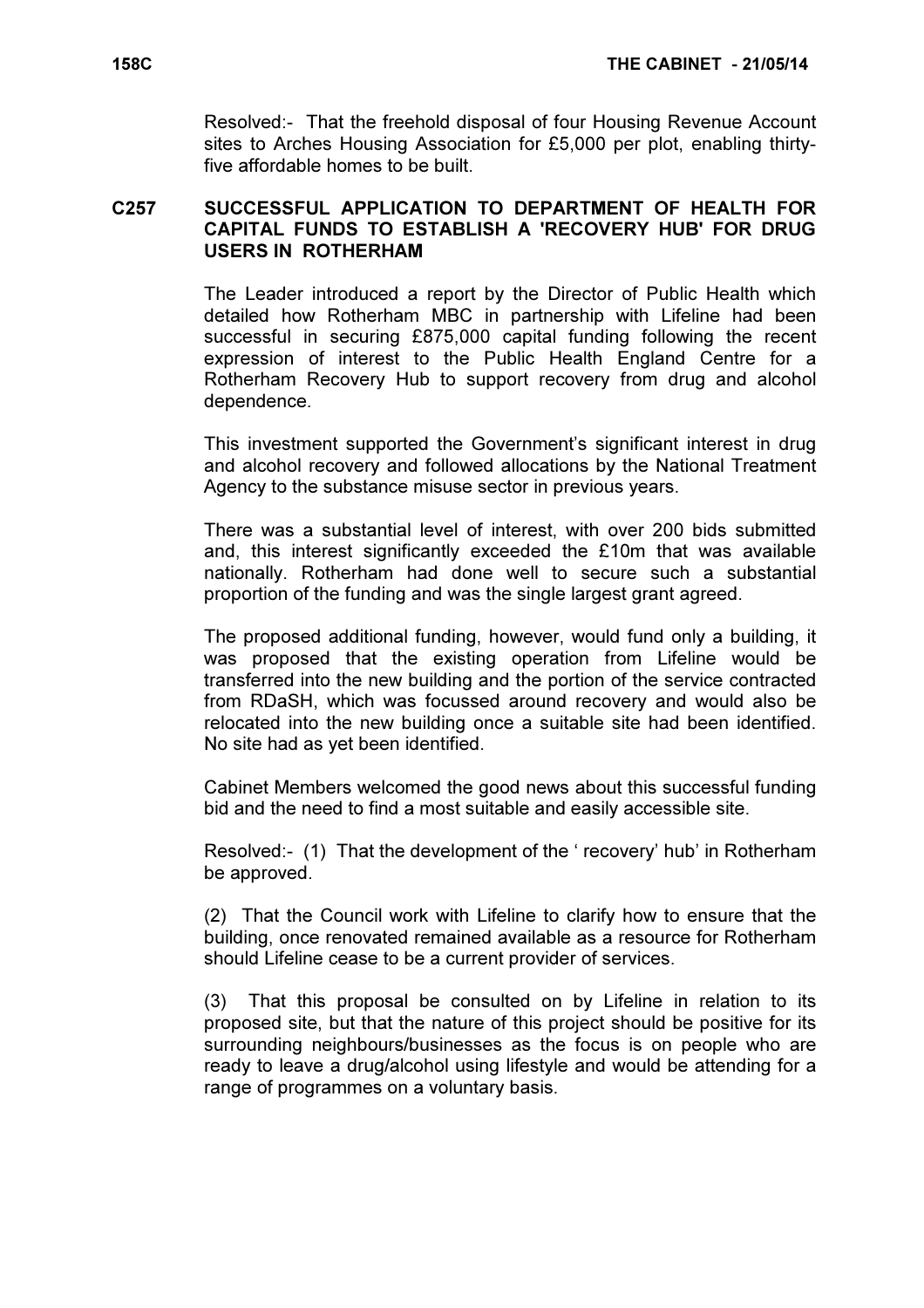Resolved:- That the freehold disposal of four Housing Revenue Account sites to Arches Housing Association for £5,000 per plot, enabling thirty-five affordable homes to be built.

### C257 SUCCESSFUL APPLICATION TO DEPARTMENT OF HEALTH FOR CAPITAL FUNDS TO ESTABLISH A 'RECOVERY HUB' FOR DRUG USERS IN ROTHERHAM

The Leader introduced a report by the Director of Public Health which detailed how Rotherham MBC in partnership with Lifeline had been successful in securing £875,000 capital funding following the recent expression of interest to the Public Health England Centre for a Rotherham Recovery Hub to support recovery from drug and alcohol dependence.

This investment supported the Government's significant interest in drug and alcohol recovery and followed allocations by the National Treatment Agency to the substance misuse sector in previous years.

There was a substantial level of interest, with over 200 bids submitted and, this interest significantly exceeded the £10m that was available nationally. Rotherham had done well to secure such a substantial proportion of the funding and was the single largest grant agreed.

The proposed additional funding, however, would fund only a building, it was proposed that the existing operation from Lifeline would be transferred into the new building and the portion of the service contracted from RDaSH, which was focussed around recovery and would also be relocated into the new building once a suitable site had been identified. No site had as yet been identified.

Cabinet Members welcomed the good news about this successful funding bid and the need to find a most suitable and easily accessible site.

Resolved:- (1) That the development of the ' recovery' hub' in Rotherham be approved.

(2) That the Council work with Lifeline to clarify how to ensure that the building, once renovated remained available as a resource for Rotherham should Lifeline cease to be a current provider of services.

(3) That this proposal be consulted on by Lifeline in relation to its proposed site, but that the nature of this project should be positive for its surrounding neighbours/businesses as the focus is on people who are ready to leave a drug/alcohol using lifestyle and would be attending for a range of programmes on a voluntary basis.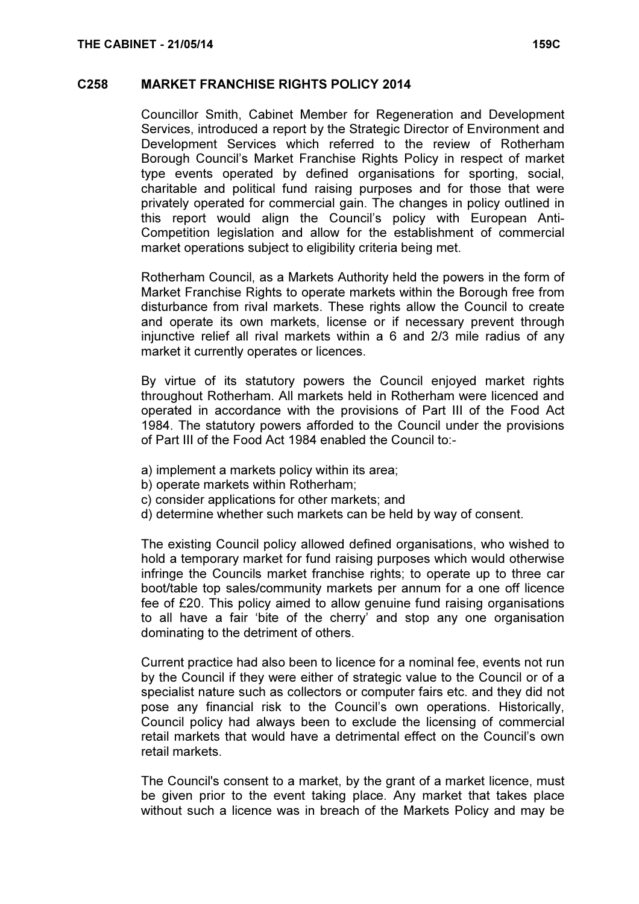## C258 MARKET FRANCHISE RIGHTS POLICY 2014

Councillor Smith, Cabinet Member for Regeneration and Development Services, introduced a report by the Strategic Director of Environment and Development Services which referred to the review of Rotherham Borough Council's Market Franchise Rights Policy in respect of market type events operated by defined organisations for sporting, social, charitable and political fund raising purposes and for those that were privately operated for commercial gain. The changes in policy outlined in this report would align the Council's policy with European Anti-Competition legislation and allow for the establishment of commercial market operations subject to eligibility criteria being met.

Rotherham Council, as a Markets Authority held the powers in the form of Market Franchise Rights to operate markets within the Borough free from disturbance from rival markets. These rights allow the Council to create and operate its own markets, license or if necessary prevent through injunctive relief all rival markets within a 6 and 2/3 mile radius of any market it currently operates or licences.

By virtue of its statutory powers the Council enjoyed market rights throughout Rotherham. All markets held in Rotherham were licenced and operated in accordance with the provisions of Part III of the Food Act 1984. The statutory powers afforded to the Council under the provisions of Part III of the Food Act 1984 enabled the Council to:-

a) implement a markets policy within its area;
b) operate markets within Rotherham;
c) consider applications for other markets; and
d) determine whether such markets can be held by way of consent.

The existing Council policy allowed defined organisations, who wished to hold a temporary market for fund raising purposes which would otherwise infringe the Councils market franchise rights; to operate up to three car boot/table top sales/community markets per annum for a one off licence fee of £20. This policy aimed to allow genuine fund raising organisations to all have a fair 'bite of the cherry' and stop any one organisation dominating to the detriment of others.

Current practice had also been to licence for a nominal fee, events not run by the Council if they were either of strategic value to the Council or of a specialist nature such as collectors or computer fairs etc. and they did not pose any financial risk to the Council's own operations. Historically, Council policy had always been to exclude the licensing of commercial retail markets that would have a detrimental effect on the Council's own retail markets.

The Council's consent to a market, by the grant of a market licence, must be given prior to the event taking place. Any market that takes place without such a licence was in breach of the Markets Policy and may be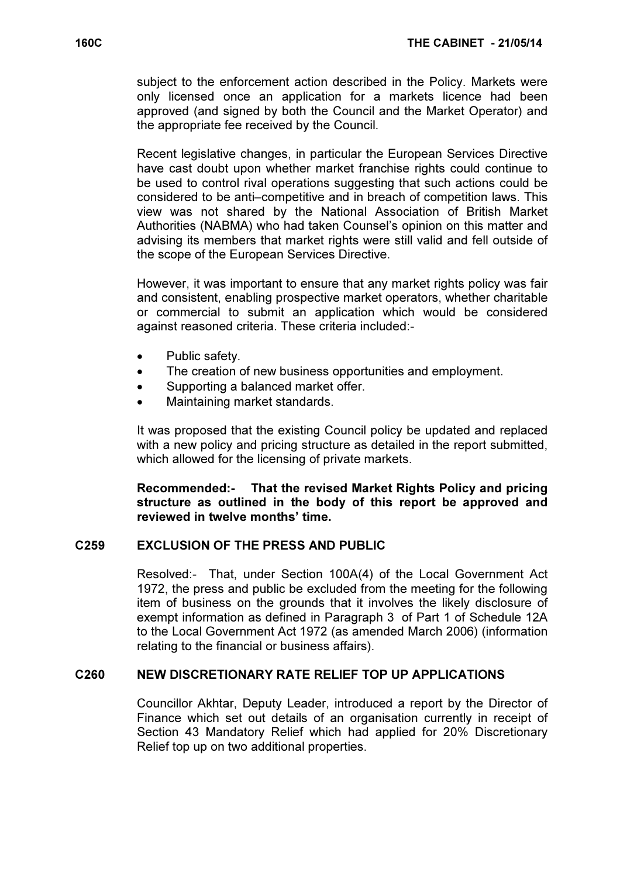subject to the enforcement action described in the Policy. Markets were only licensed once an application for a markets licence had been approved (and signed by both the Council and the Market Operator) and the appropriate fee received by the Council.

Recent legislative changes, in particular the European Services Directive have cast doubt upon whether market franchise rights could continue to be used to control rival operations suggesting that such actions could be considered to be anti–competitive and in breach of competition laws. This view was not shared by the National Association of British Market Authorities (NABMA) who had taken Counsel's opinion on this matter and advising its members that market rights were still valid and fell outside of the scope of the European Services Directive.

However, it was important to ensure that any market rights policy was fair and consistent, enabling prospective market operators, whether charitable or commercial to submit an application which would be considered against reasoned criteria. These criteria included:-

- Public safety.
- The creation of new business opportunities and employment.
- Supporting a balanced market offer.
- Maintaining market standards.

It was proposed that the existing Council policy be updated and replaced with a new policy and pricing structure as detailed in the report submitted, which allowed for the licensing of private markets.

**Recommended:- That the revised Market Rights Policy and pricing structure as outlined in the body of this report be approved and reviewed in twelve months' time.**

## C259 EXCLUSION OF THE PRESS AND PUBLIC

Resolved:- That, under Section 100A(4) of the Local Government Act 1972, the press and public be excluded from the meeting for the following item of business on the grounds that it involves the likely disclosure of exempt information as defined in Paragraph 3 of Part 1 of Schedule 12A to the Local Government Act 1972 (as amended March 2006) (information relating to the financial or business affairs).

## C260 NEW DISCRETIONARY RATE RELIEF TOP UP APPLICATIONS

Councillor Akhtar, Deputy Leader, introduced a report by the Director of Finance which set out details of an organisation currently in receipt of Section 43 Mandatory Relief which had applied for 20% Discretionary Relief top up on two additional properties.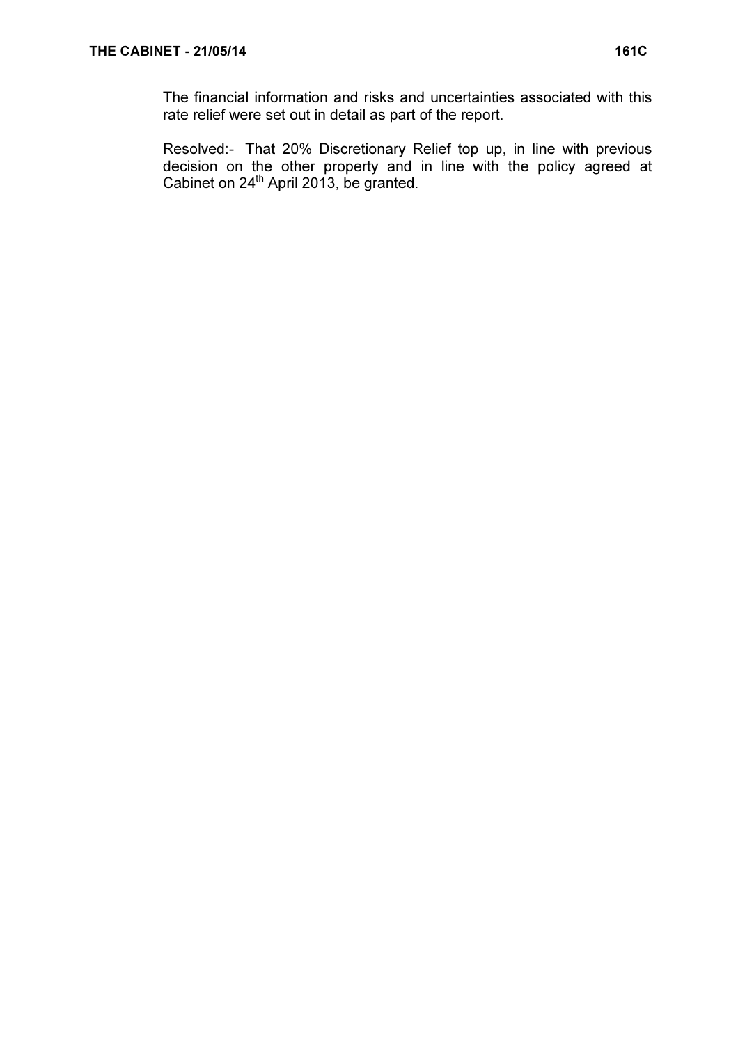The financial information and risks and uncertainties associated with this rate relief were set out in detail as part of the report.

Resolved:- That 20% Discretionary Relief top up, in line with previous decision on the other property and in line with the policy agreed at Cabinet on 24th April 2013, be granted.